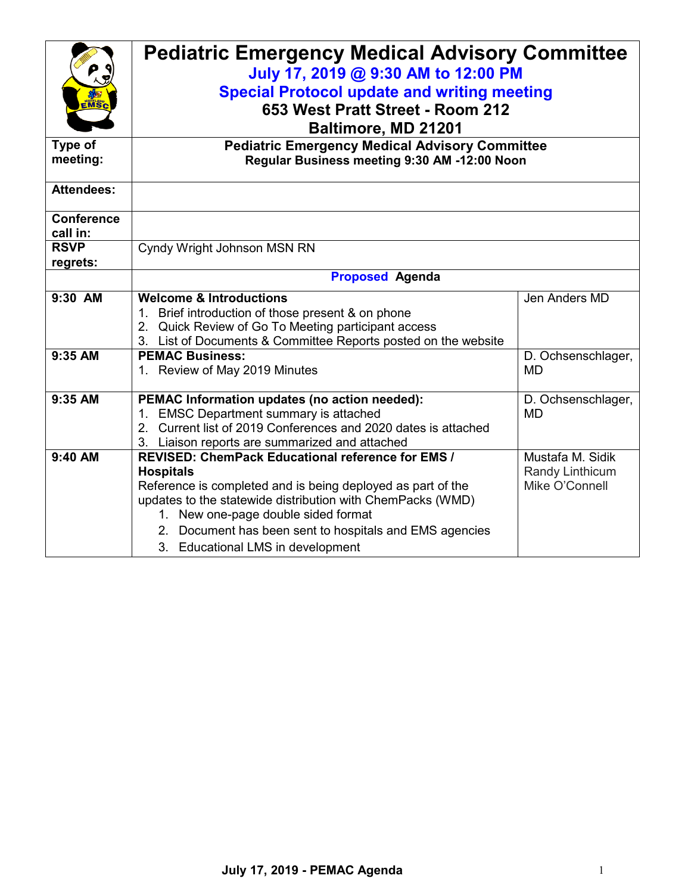# Pediatric Emergency Medical Advisory Committee

## July 17, 2019 @ 9:30 AM to 12:00 PM

## Special Protocol update and writing meeting

**653 West Pratt Street - Room 212**
**Baltimore, MD 21201**

| | | |
|---|---|---|
| **Type of meeting:** | **Pediatric Emergency Medical Advisory Committee**<br>**Regular Business meeting 9:30 AM -12:00 Noon** | |
| **Attendees:** | | |
| **Conference call in:** | | |
| **RSVP regrets:** | Cyndy Wright Johnson MSN RN | |
| | **Proposed Agenda** | |
| **9:30 AM** | **Welcome & Introductions**<br>1. Brief introduction of those present & on phone<br>2. Quick Review of Go To Meeting participant access<br>3. List of Documents & Committee Reports posted on the website | Jen Anders MD |
| **9:35 AM** | **PEMAC Business:**<br>1. Review of May 2019 Minutes | D. Ochsenschlager, MD |
| **9:35 AM** | **PEMAC Information updates (no action needed):**<br>1. EMSC Department summary is attached<br>2. Current list of 2019 Conferences and 2020 dates is attached<br>3. Liaison reports are summarized and attached | D. Ochsenschlager, MD |
| **9:40 AM** | **REVISED: ChemPack Educational reference for EMS / Hospitals**<br>Reference is completed and is being deployed as part of the updates to the statewide distribution with ChemPacks (WMD)<br>1. New one-page double sided format<br>2. Document has been sent to hospitals and EMS agencies<br>3. Educational LMS in development | Mustafa M. Sidik<br>Randy Linthicum<br>Mike O'Connell |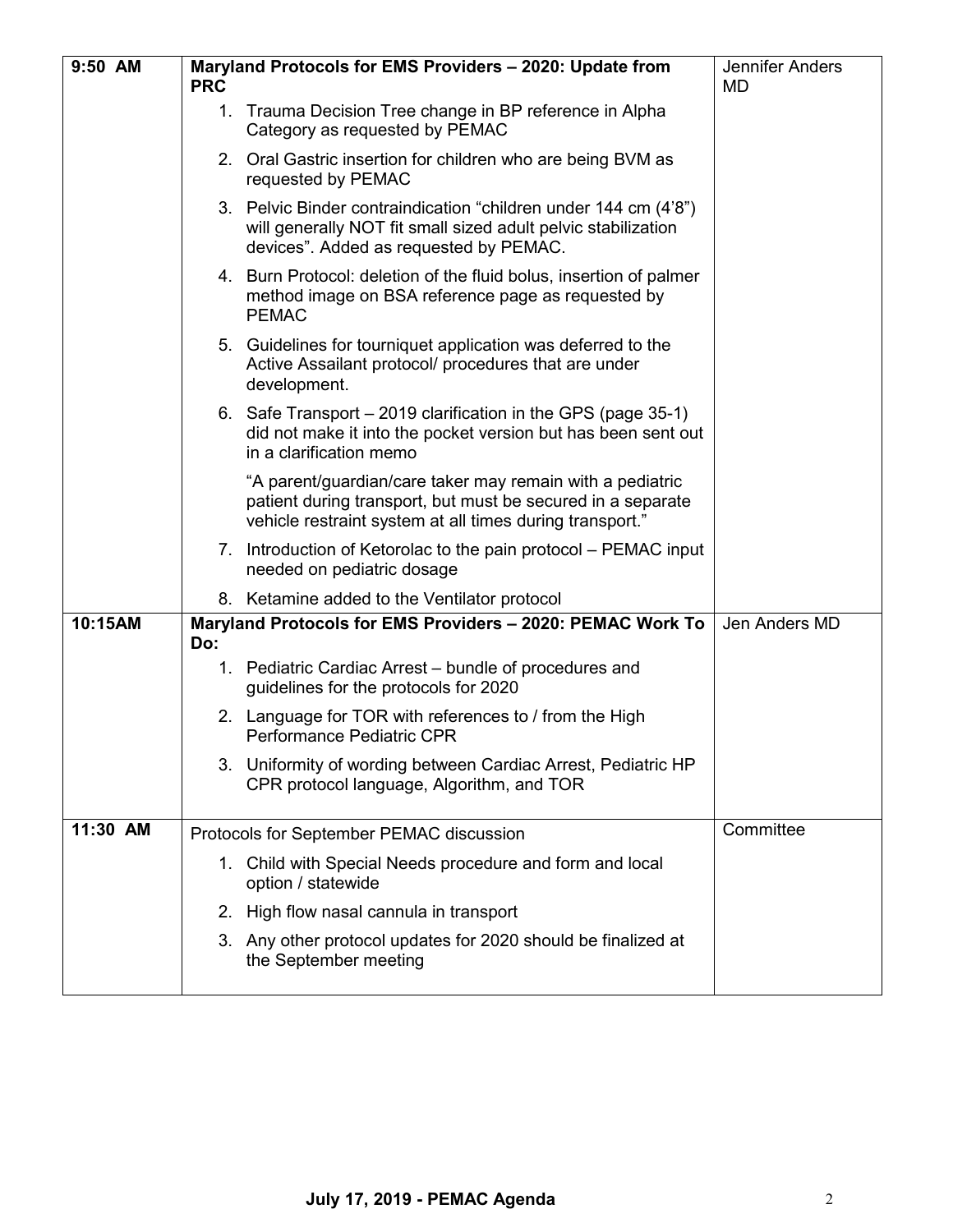| Time | Item | Presenter |
|---|---|---|
| 9:50 AM | **Maryland Protocols for EMS Providers – 2020: Update from PRC**<br>1. Trauma Decision Tree change in BP reference in Alpha Category as requested by PEMAC<br>2. Oral Gastric insertion for children who are being BVM as requested by PEMAC<br>3. Pelvic Binder contraindication "children under 144 cm (4'8") will generally NOT fit small sized adult pelvic stabilization devices". Added as requested by PEMAC.<br>4. Burn Protocol: deletion of the fluid bolus, insertion of palmer method image on BSA reference page as requested by PEMAC<br>5. Guidelines for tourniquet application was deferred to the Active Assailant protocol/ procedures that are under development.<br>6. Safe Transport – 2019 clarification in the GPS (page 35-1) did not make it into the pocket version but has been sent out in a clarification memo<br>"A parent/guardian/care taker may remain with a pediatric patient during transport, but must be secured in a separate vehicle restraint system at all times during transport."<br>7. Introduction of Ketorolac to the pain protocol – PEMAC input needed on pediatric dosage<br>8. Ketamine added to the Ventilator protocol | Jennifer Anders MD |
| 10:15AM | **Maryland Protocols for EMS Providers – 2020: PEMAC Work To Do:**<br>1. Pediatric Cardiac Arrest – bundle of procedures and guidelines for the protocols for 2020<br>2. Language for TOR with references to / from the High Performance Pediatric CPR<br>3. Uniformity of wording between Cardiac Arrest, Pediatric HP CPR protocol language, Algorithm, and TOR | Jen Anders MD |
| 11:30 AM | Protocols for September PEMAC discussion<br>1. Child with Special Needs procedure and form and local option / statewide<br>2. High flow nasal cannula in transport<br>3. Any other protocol updates for 2020 should be finalized at the September meeting | Committee |

**July 17, 2019 - PEMAC Agenda**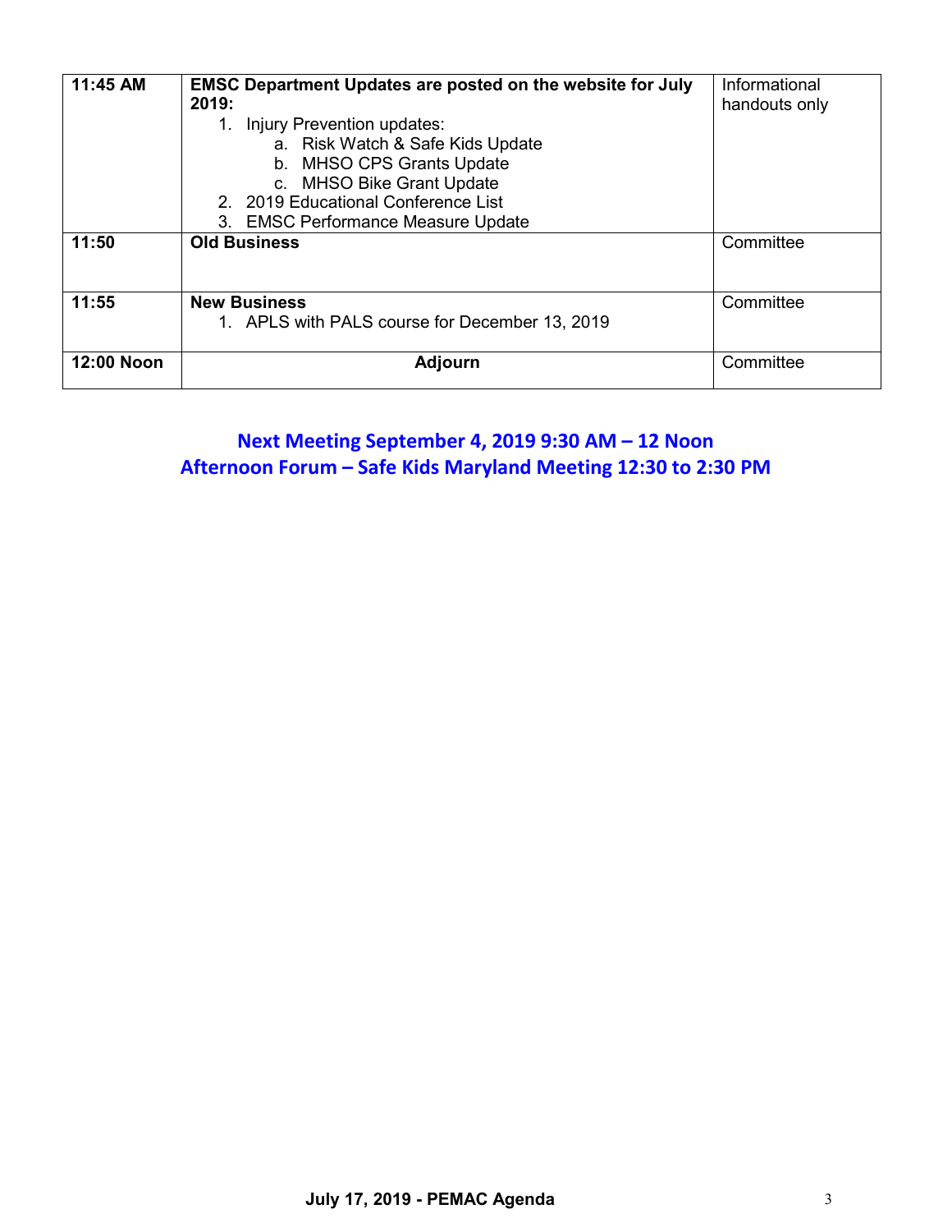| | | |
|---|---|---|
| **11:45 AM** | **EMSC Department Updates are posted on the website for July 2019:**<br>1. Injury Prevention updates:<br>a. Risk Watch & Safe Kids Update<br>b. MHSO CPS Grants Update<br>c. MHSO Bike Grant Update<br>2. 2019 Educational Conference List<br>3. EMSC Performance Measure Update | Informational handouts only |
| **11:50** | **Old Business** | Committee |
| **11:55** | **New Business**<br>1. APLS with PALS course for December 13, 2019 | Committee |
| **12:00 Noon** | **Adjourn** | Committee |

**Next Meeting September 4, 2019 9:30 AM – 12 Noon**
**Afternoon Forum – Safe Kids Maryland Meeting 12:30 to 2:30 PM**